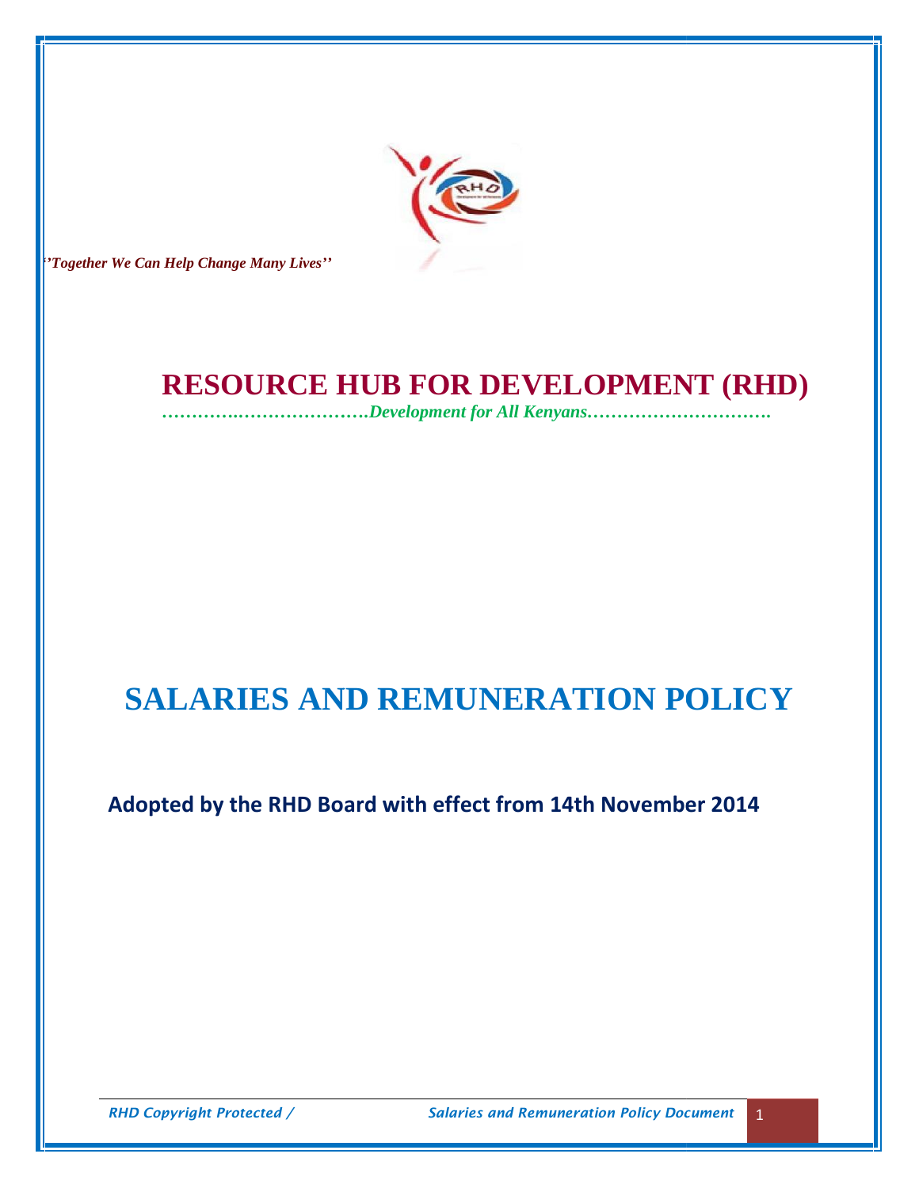*''Together We Can Help Change Many Lives''*

# RESOURCE HUB FOR DEVELOPMENT (RHD)

*……………..………………….Development for All Kenyans………………………….*

# SALARIES AND REMUNERATION POLICY

**Adopted by the RHD Board with effect from 14th November 2014**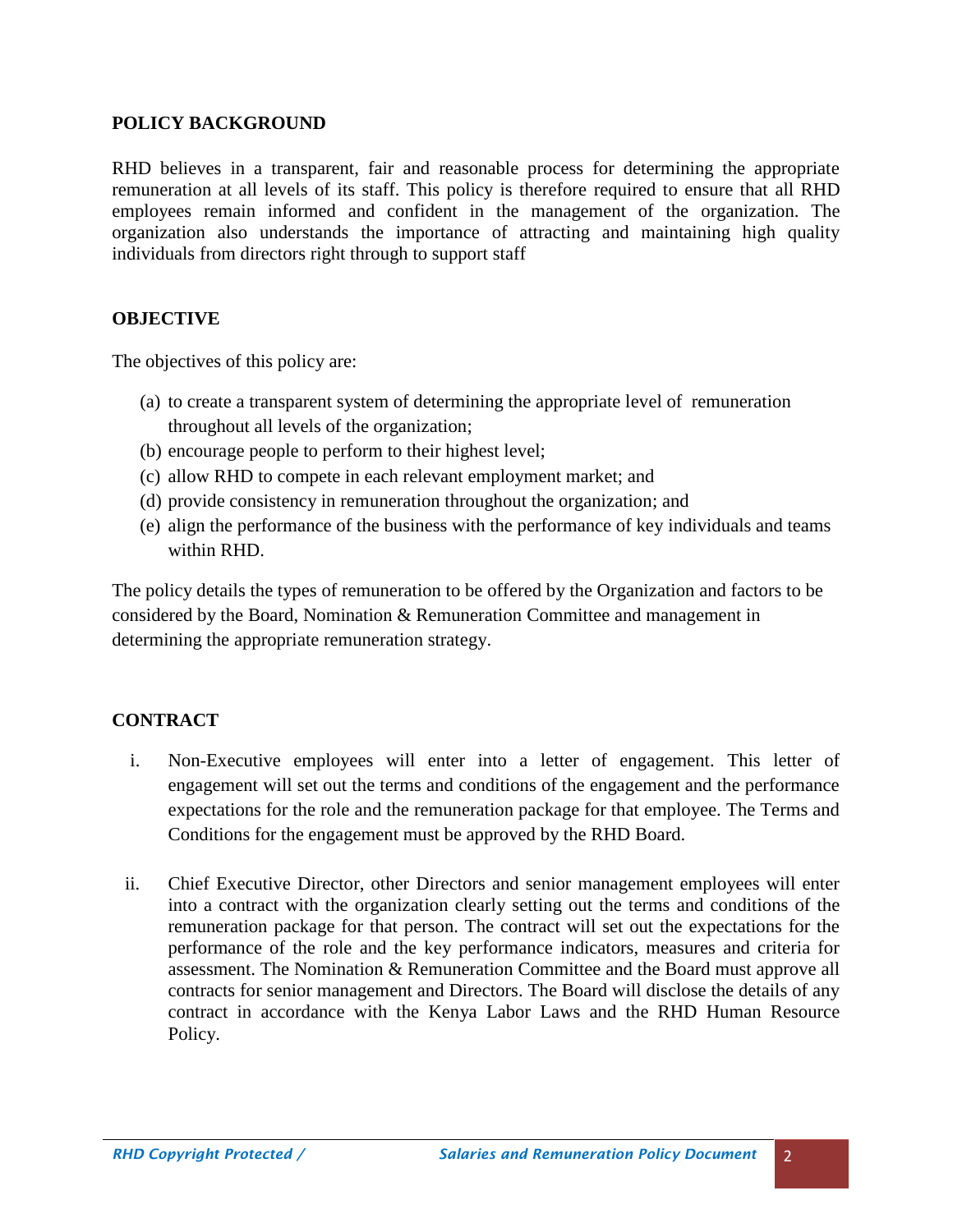## POLICY BACKGROUND

RHD believes in a transparent, fair and reasonable process for determining the appropriate remuneration at all levels of its staff. This policy is therefore required to ensure that all RHD employees remain informed and confident in the management of the organization. The organization also understands the importance of attracting and maintaining high quality individuals from directors right through to support staff

## OBJECTIVE

The objectives of this policy are:

(a) to create a transparent system of determining the appropriate level of remuneration throughout all levels of the organization;
(b) encourage people to perform to their highest level;
(c) allow RHD to compete in each relevant employment market; and
(d) provide consistency in remuneration throughout the organization; and
(e) align the performance of the business with the performance of key individuals and teams within RHD.

The policy details the types of remuneration to be offered by the Organization and factors to be considered by the Board, Nomination & Remuneration Committee and management in determining the appropriate remuneration strategy.

## CONTRACT

i. Non-Executive employees will enter into a letter of engagement. This letter of engagement will set out the terms and conditions of the engagement and the performance expectations for the role and the remuneration package for that employee. The Terms and Conditions for the engagement must be approved by the RHD Board.

ii. Chief Executive Director, other Directors and senior management employees will enter into a contract with the organization clearly setting out the terms and conditions of the remuneration package for that person. The contract will set out the expectations for the performance of the role and the key performance indicators, measures and criteria for assessment. The Nomination & Remuneration Committee and the Board must approve all contracts for senior management and Directors. The Board will disclose the details of any contract in accordance with the Kenya Labor Laws and the RHD Human Resource Policy.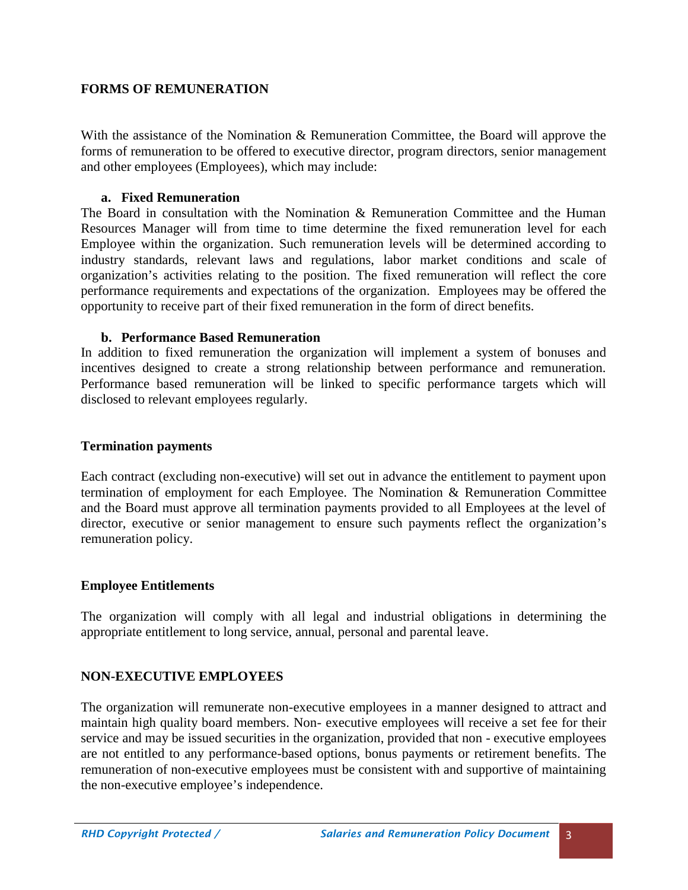## FORMS OF REMUNERATION

With the assistance of the Nomination & Remuneration Committee, the Board will approve the forms of remuneration to be offered to executive director, program directors, senior management and other employees (Employees), which may include:

### a. Fixed Remuneration

The Board in consultation with the Nomination & Remuneration Committee and the Human Resources Manager will from time to time determine the fixed remuneration level for each Employee within the organization. Such remuneration levels will be determined according to industry standards, relevant laws and regulations, labor market conditions and scale of organization's activities relating to the position. The fixed remuneration will reflect the core performance requirements and expectations of the organization. Employees may be offered the opportunity to receive part of their fixed remuneration in the form of direct benefits.

### b. Performance Based Remuneration

In addition to fixed remuneration the organization will implement a system of bonuses and incentives designed to create a strong relationship between performance and remuneration. Performance based remuneration will be linked to specific performance targets which will disclosed to relevant employees regularly.

## Termination payments

Each contract (excluding non-executive) will set out in advance the entitlement to payment upon termination of employment for each Employee. The Nomination & Remuneration Committee and the Board must approve all termination payments provided to all Employees at the level of director, executive or senior management to ensure such payments reflect the organization's remuneration policy.

## Employee Entitlements

The organization will comply with all legal and industrial obligations in determining the appropriate entitlement to long service, annual, personal and parental leave.

## NON-EXECUTIVE EMPLOYEES

The organization will remunerate non-executive employees in a manner designed to attract and maintain high quality board members. Non- executive employees will receive a set fee for their service and may be issued securities in the organization, provided that non - executive employees are not entitled to any performance-based options, bonus payments or retirement benefits. The remuneration of non-executive employees must be consistent with and supportive of maintaining the non-executive employee's independence.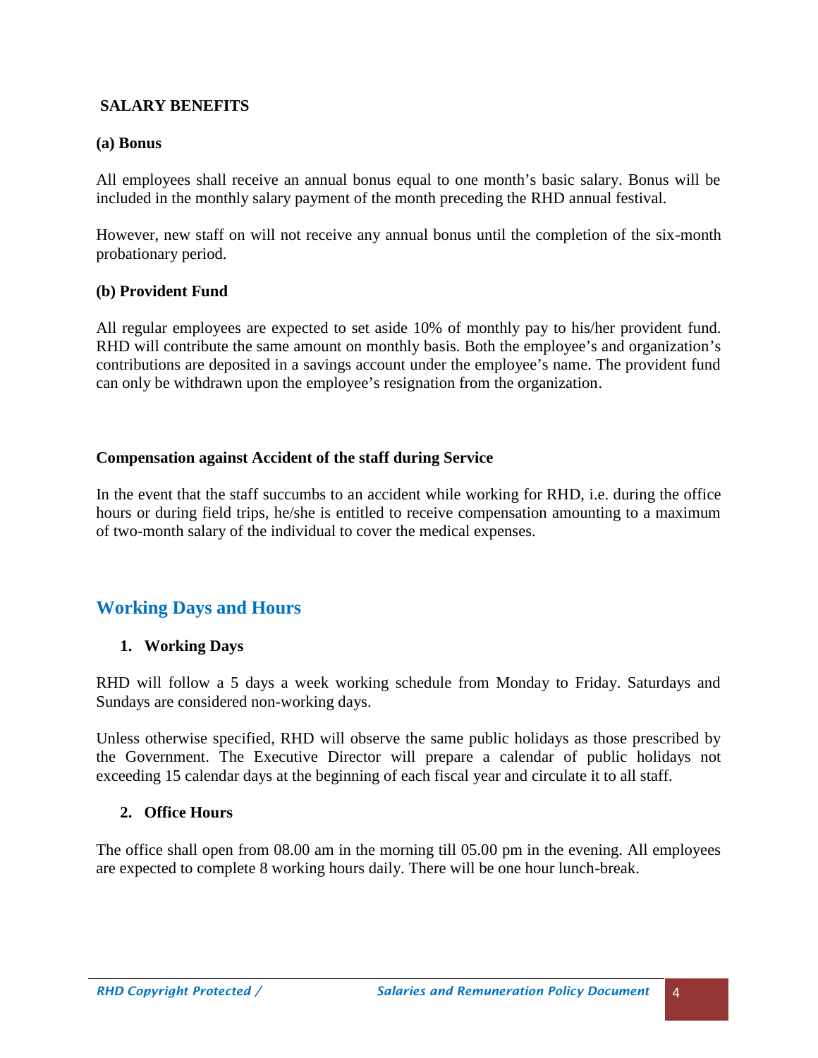**SALARY BENEFITS**

**(a) Bonus**

All employees shall receive an annual bonus equal to one month's basic salary. Bonus will be included in the monthly salary payment of the month preceding the RHD annual festival.

However, new staff on will not receive any annual bonus until the completion of the six-month probationary period.

**(b) Provident Fund**

All regular employees are expected to set aside 10% of monthly pay to his/her provident fund. RHD will contribute the same amount on monthly basis. Both the employee's and organization's contributions are deposited in a savings account under the employee's name. The provident fund can only be withdrawn upon the employee's resignation from the organization.

**Compensation against Accident of the staff during Service**

In the event that the staff succumbs to an accident while working for RHD, i.e. during the office hours or during field trips, he/she is entitled to receive compensation amounting to a maximum of two-month salary of the individual to cover the medical expenses.

## Working Days and Hours

### 1. Working Days

RHD will follow a 5 days a week working schedule from Monday to Friday. Saturdays and Sundays are considered non-working days.

Unless otherwise specified, RHD will observe the same public holidays as those prescribed by the Government. The Executive Director will prepare a calendar of public holidays not exceeding 15 calendar days at the beginning of each fiscal year and circulate it to all staff.

### 2. Office Hours

The office shall open from 08.00 am in the morning till 05.00 pm in the evening. All employees are expected to complete 8 working hours daily. There will be one hour lunch-break.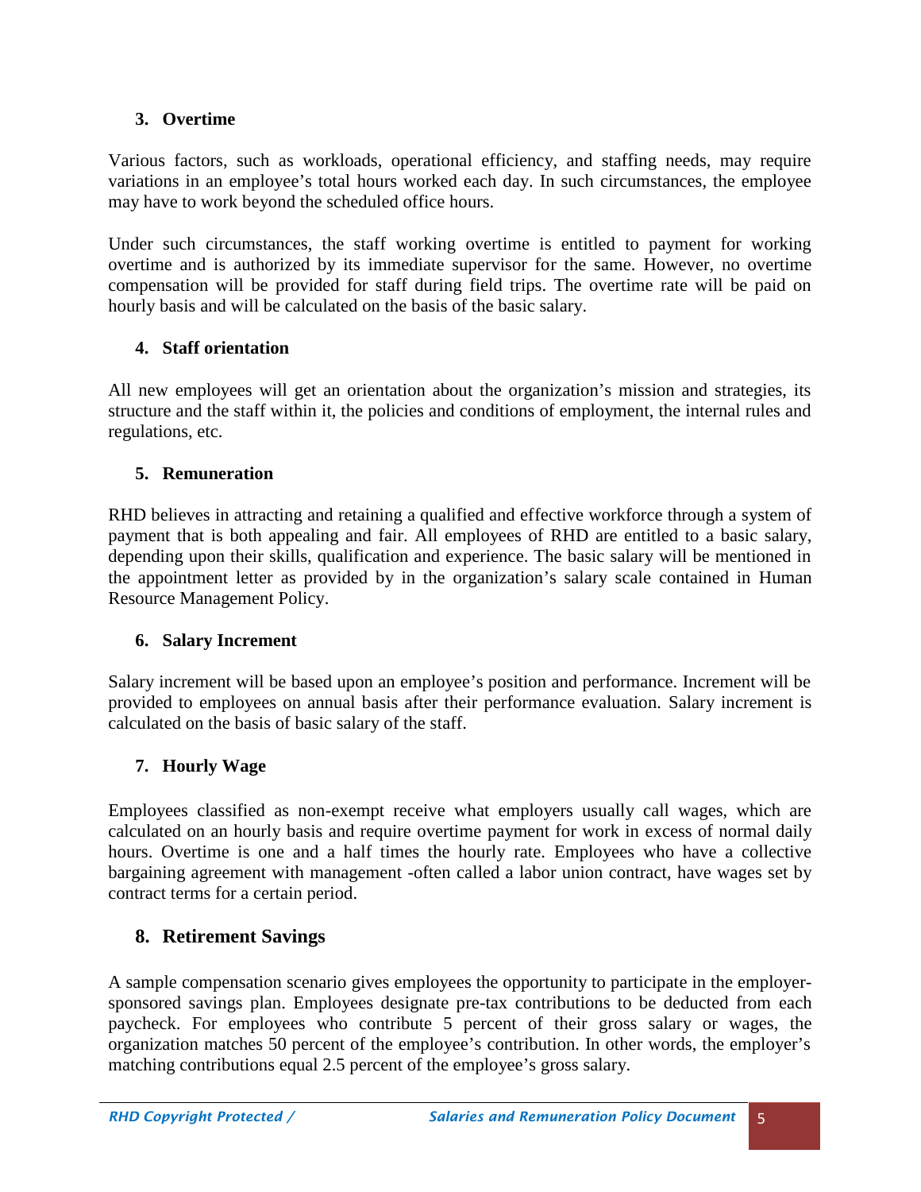### 3. Overtime

Various factors, such as workloads, operational efficiency, and staffing needs, may require variations in an employee's total hours worked each day. In such circumstances, the employee may have to work beyond the scheduled office hours.

Under such circumstances, the staff working overtime is entitled to payment for working overtime and is authorized by its immediate supervisor for the same. However, no overtime compensation will be provided for staff during field trips. The overtime rate will be paid on hourly basis and will be calculated on the basis of the basic salary.

### 4. Staff orientation

All new employees will get an orientation about the organization's mission and strategies, its structure and the staff within it, the policies and conditions of employment, the internal rules and regulations, etc.

### 5. Remuneration

RHD believes in attracting and retaining a qualified and effective workforce through a system of payment that is both appealing and fair. All employees of RHD are entitled to a basic salary, depending upon their skills, qualification and experience. The basic salary will be mentioned in the appointment letter as provided by in the organization's salary scale contained in Human Resource Management Policy.

### 6. Salary Increment

Salary increment will be based upon an employee's position and performance. Increment will be provided to employees on annual basis after their performance evaluation. Salary increment is calculated on the basis of basic salary of the staff.

### 7. Hourly Wage

Employees classified as non-exempt receive what employers usually call wages, which are calculated on an hourly basis and require overtime payment for work in excess of normal daily hours. Overtime is one and a half times the hourly rate. Employees who have a collective bargaining agreement with management -often called a labor union contract, have wages set by contract terms for a certain period.

### 8. Retirement Savings

A sample compensation scenario gives employees the opportunity to participate in the employer-sponsored savings plan. Employees designate pre-tax contributions to be deducted from each paycheck. For employees who contribute 5 percent of their gross salary or wages, the organization matches 50 percent of the employee's contribution. In other words, the employer's matching contributions equal 2.5 percent of the employee's gross salary.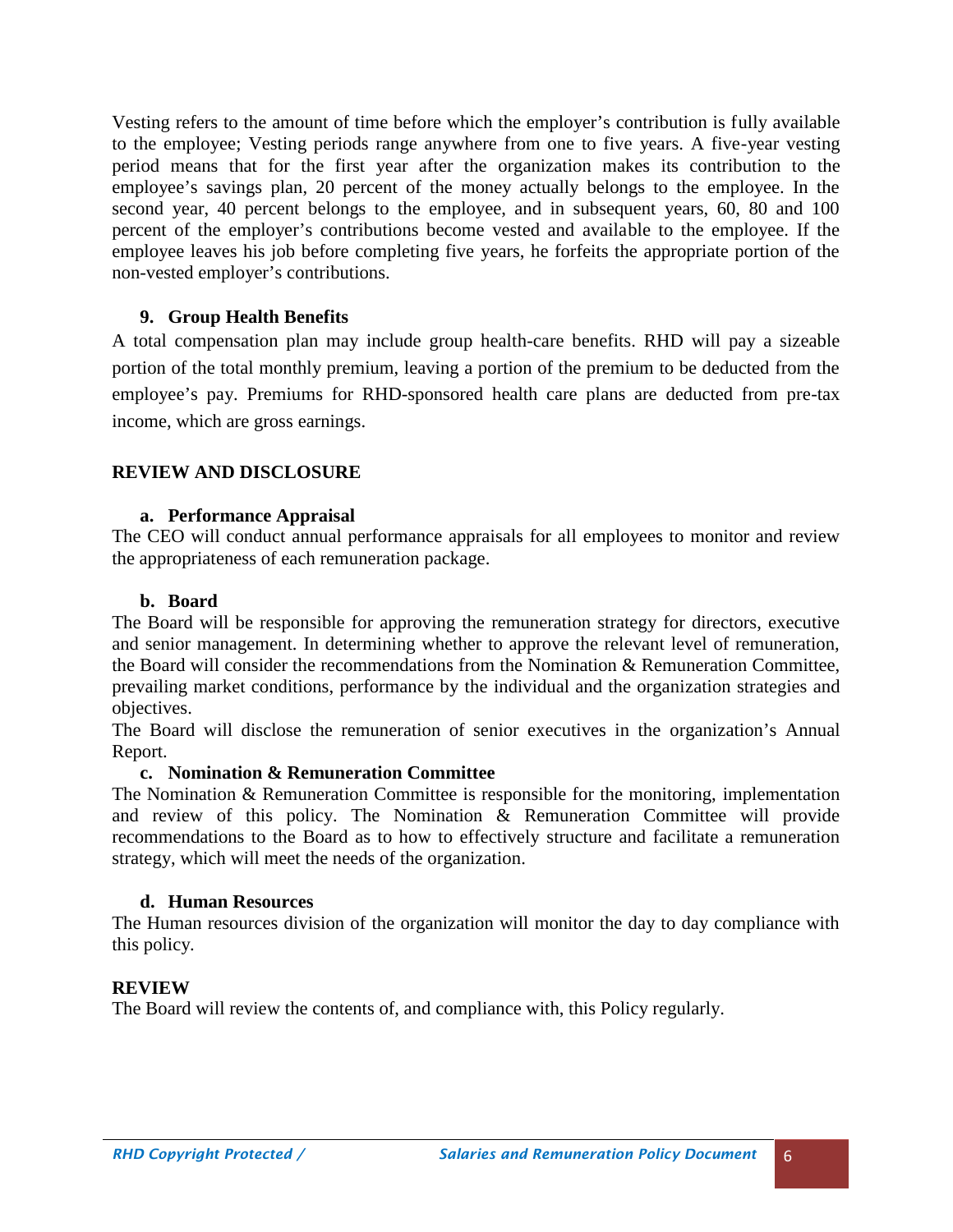Vesting refers to the amount of time before which the employer's contribution is fully available to the employee; Vesting periods range anywhere from one to five years. A five-year vesting period means that for the first year after the organization makes its contribution to the employee's savings plan, 20 percent of the money actually belongs to the employee. In the second year, 40 percent belongs to the employee, and in subsequent years, 60, 80 and 100 percent of the employer's contributions become vested and available to the employee. If the employee leaves his job before completing five years, he forfeits the appropriate portion of the non-vested employer's contributions.

### 9. Group Health Benefits

A total compensation plan may include group health-care benefits. RHD will pay a sizeable portion of the total monthly premium, leaving a portion of the premium to be deducted from the employee's pay. Premiums for RHD-sponsored health care plans are deducted from pre-tax income, which are gross earnings.

## REVIEW AND DISCLOSURE

### a. Performance Appraisal

The CEO will conduct annual performance appraisals for all employees to monitor and review the appropriateness of each remuneration package.

### b. Board

The Board will be responsible for approving the remuneration strategy for directors, executive and senior management. In determining whether to approve the relevant level of remuneration, the Board will consider the recommendations from the Nomination & Remuneration Committee, prevailing market conditions, performance by the individual and the organization strategies and objectives.

The Board will disclose the remuneration of senior executives in the organization's Annual Report.

### c. Nomination & Remuneration Committee

The Nomination & Remuneration Committee is responsible for the monitoring, implementation and review of this policy. The Nomination & Remuneration Committee will provide recommendations to the Board as to how to effectively structure and facilitate a remuneration strategy, which will meet the needs of the organization.

### d. Human Resources

The Human resources division of the organization will monitor the day to day compliance with this policy.

## REVIEW

The Board will review the contents of, and compliance with, this Policy regularly.